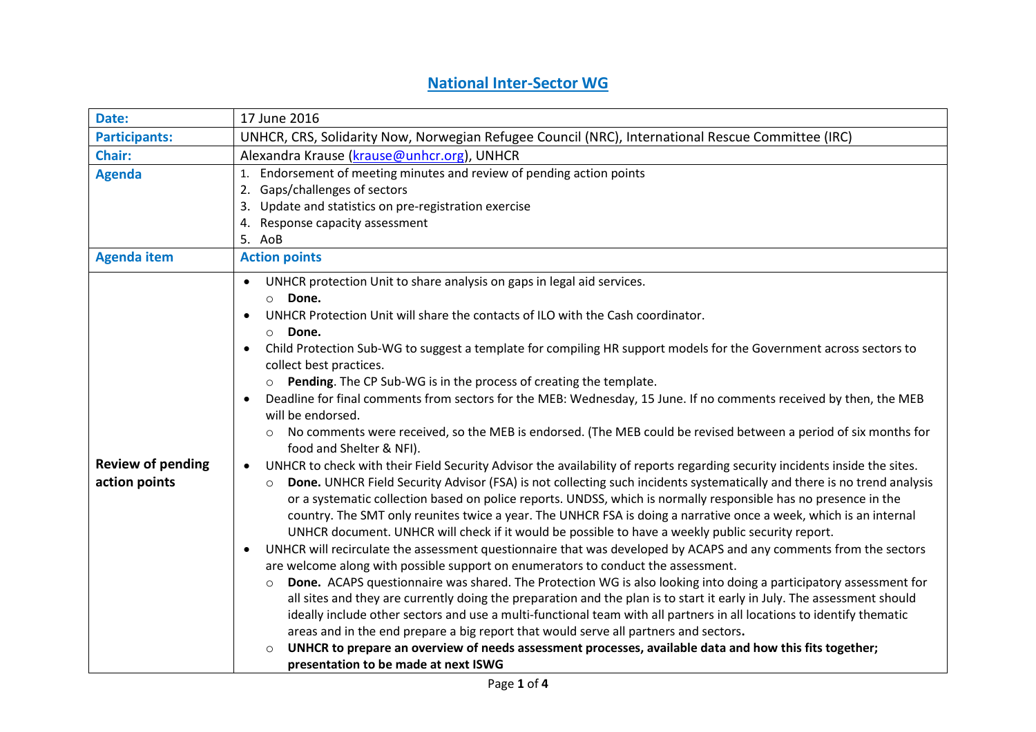# National Inter-Sector WG

| | |
|---|---|
| **Date:** | 17 June 2016 |
| **Participants:** | UNHCR, CRS, Solidarity Now, Norwegian Refugee Council (NRC), International Rescue Committee (IRC) |
| **Chair:** | Alexandra Krause (krause@unhcr.org), UNHCR |
| **Agenda** | 1. Endorsement of meeting minutes and review of pending action points<br>2. Gaps/challenges of sectors<br>3. Update and statistics on pre-registration exercise<br>4. Response capacity assessment<br>5. AoB |
| **Agenda item** | **Action points** |
| **Review of pending action points** | • UNHCR protection Unit to share analysis on gaps in legal aid services.<br>   ○ **Done.**<br>• UNHCR Protection Unit will share the contacts of ILO with the Cash coordinator.<br>   ○ **Done.**<br>• Child Protection Sub-WG to suggest a template for compiling HR support models for the Government across sectors to collect best practices.<br>   ○ **Pending**. The CP Sub-WG is in the process of creating the template.<br>• Deadline for final comments from sectors for the MEB: Wednesday, 15 June. If no comments received by then, the MEB will be endorsed.<br>   ○ No comments were received, so the MEB is endorsed. (The MEB could be revised between a period of six months for food and Shelter & NFI).<br>• UNHCR to check with their Field Security Advisor the availability of reports regarding security incidents inside the sites.<br>   ○ **Done.** UNHCR Field Security Advisor (FSA) is not collecting such incidents systematically and there is no trend analysis or a systematic collection based on police reports. UNDSS, which is normally responsible has no presence in the country. The SMT only reunites twice a year. The UNHCR FSA is doing a narrative once a week, which is an internal UNHCR document. UNHCR will check if it would be possible to have a weekly public security report.<br>• UNHCR will recirculate the assessment questionnaire that was developed by ACAPS and any comments from the sectors are welcome along with possible support on enumerators to conduct the assessment.<br>   ○ **Done.** ACAPS questionnaire was shared. The Protection WG is also looking into doing a participatory assessment for all sites and they are currently doing the preparation and the plan is to start it early in July. The assessment should ideally include other sectors and use a multi-functional team with all partners in all locations to identify thematic areas and in the end prepare a big report that would serve all partners and sectors**.**<br>   ○ **UNHCR to prepare an overview of needs assessment processes, available data and how this fits together; presentation to be made at next ISWG** |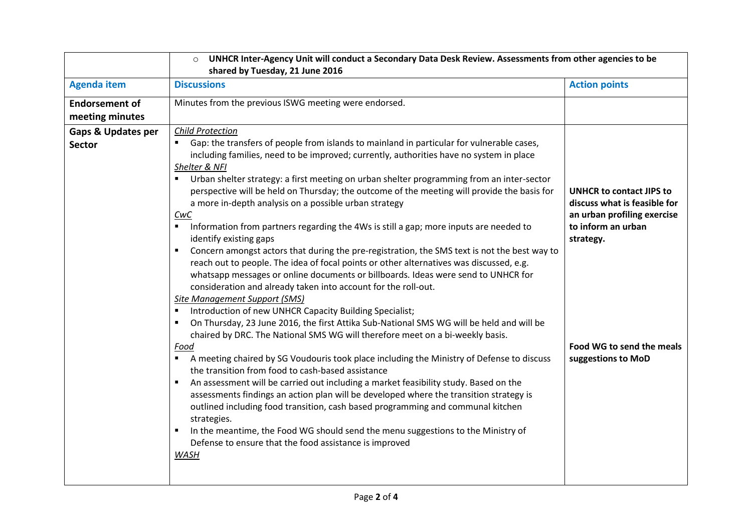| | | |
|---|---|---|
| | ○ **UNHCR Inter-Agency Unit will conduct a Secondary Data Desk Review. Assessments from other agencies to be shared by Tuesday, 21 June 2016** | |
| **Agenda item** | **Discussions** | **Action points** |
| **Endorsement of meeting minutes** | Minutes from the previous ISWG meeting were endorsed. | |
| **Gaps & Updates per Sector** | <u>*Child Protection*</u><br>▪ Gap: the transfers of people from islands to mainland in particular for vulnerable cases, including families, need to be improved; currently, authorities have no system in place<br><u>*Shelter & NFI*</u><br>▪ Urban shelter strategy: a first meeting on urban shelter programming from an inter-sector perspective will be held on Thursday; the outcome of the meeting will provide the basis for a more in-depth analysis on a possible urban strategy<br><u>*CwC*</u><br>▪ Information from partners regarding the 4Ws is still a gap; more inputs are needed to identify existing gaps<br>▪ Concern amongst actors that during the pre-registration, the SMS text is not the best way to reach out to people. The idea of focal points or other alternatives was discussed, e.g. whatsapp messages or online documents or billboards. Ideas were send to UNHCR for consideration and already taken into account for the roll-out.<br><u>*Site Management Support (SMS)*</u><br>▪ Introduction of new UNHCR Capacity Building Specialist;<br>▪ On Thursday, 23 June 2016, the first Attika Sub-National SMS WG will be held and will be chaired by DRC. The National SMS WG will therefore meet on a bi-weekly basis.<br><u>*Food*</u><br>▪ A meeting chaired by SG Voudouris took place including the Ministry of Defense to discuss the transition from food to cash-based assistance<br>▪ An assessment will be carried out including a market feasibility study. Based on the assessments findings an action plan will be developed where the transition strategy is outlined including food transition, cash based programming and communal kitchen strategies.<br>▪ In the meantime, the Food WG should send the menu suggestions to the Ministry of Defense to ensure that the food assistance is improved<br><u>*WASH*</u> | **UNHCR to contact JIPS to discuss what is feasible for an urban profiling exercise to inform an urban strategy.**<br><br>**Food WG to send the meals suggestions to MoD** |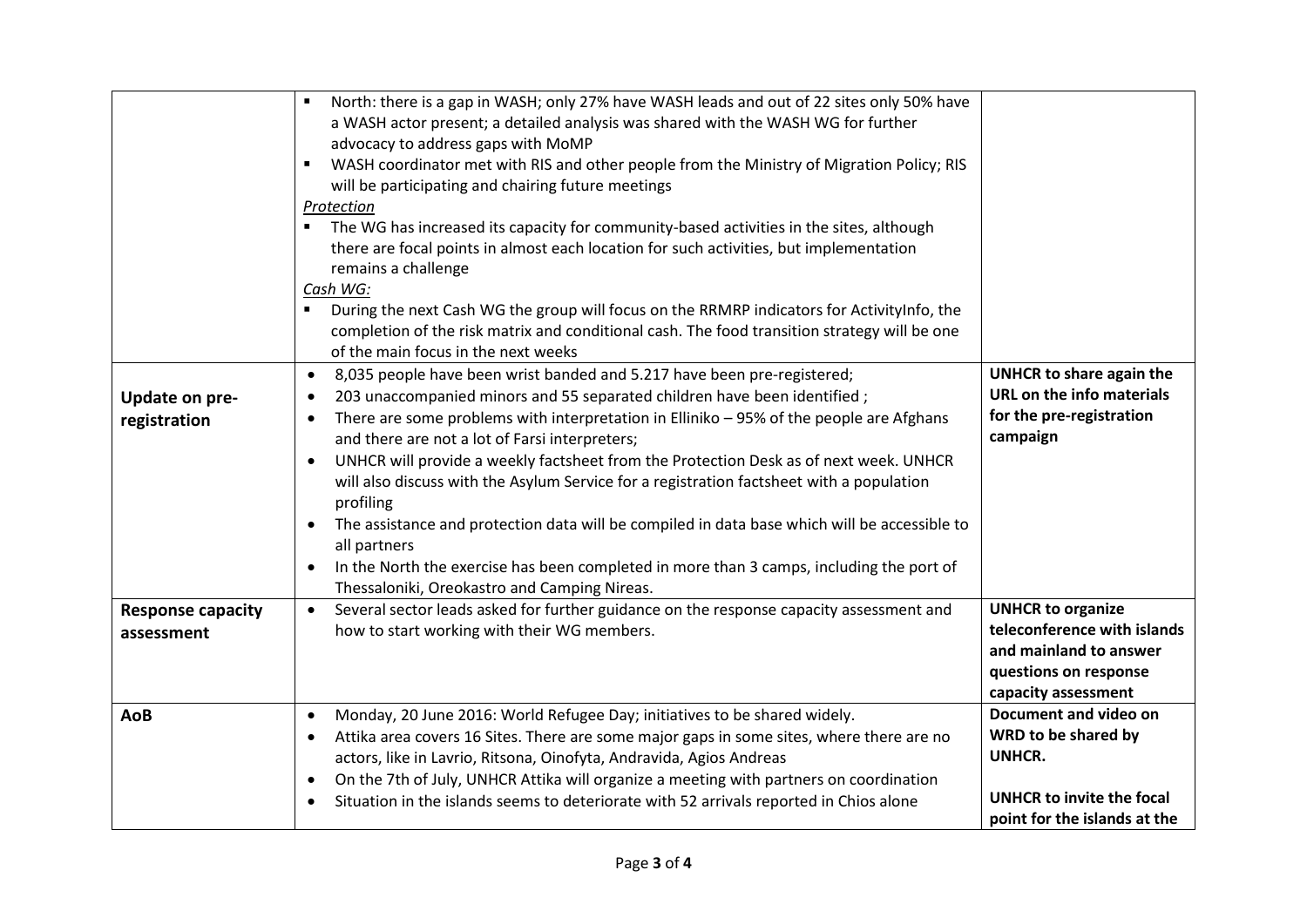| | | |
|---|---|---|
| | ▪ North: there is a gap in WASH; only 27% have WASH leads and out of 22 sites only 50% have a WASH actor present; a detailed analysis was shared with the WASH WG for further advocacy to address gaps with MoMP<br>▪ WASH coordinator met with RIS and other people from the Ministry of Migration Policy; RIS will be participating and chairing future meetings<br>*Protection*<br>▪ The WG has increased its capacity for community-based activities in the sites, although there are focal points in almost each location for such activities, but implementation remains a challenge<br>*Cash WG:*<br>▪ During the next Cash WG the group will focus on the RRMRP indicators for ActivityInfo, the completion of the risk matrix and conditional cash. The food transition strategy will be one of the main focus in the next weeks | |
| **Update on pre-registration** | • 8,035 people have been wrist banded and 5.217 have been pre-registered;<br>• 203 unaccompanied minors and 55 separated children have been identified ;<br>• There are some problems with interpretation in Elliniko – 95% of the people are Afghans and there are not a lot of Farsi interpreters;<br>• UNHCR will provide a weekly factsheet from the Protection Desk as of next week. UNHCR will also discuss with the Asylum Service for a registration factsheet with a population profiling<br>• The assistance and protection data will be compiled in data base which will be accessible to all partners<br>• In the North the exercise has been completed in more than 3 camps, including the port of Thessaloniki, Oreokastro and Camping Nireas. | **UNHCR to share again the URL on the info materials for the pre-registration campaign** |
| **Response capacity assessment** | • Several sector leads asked for further guidance on the response capacity assessment and how to start working with their WG members. | **UNHCR to organize teleconference with islands and mainland to answer questions on response capacity assessment** |
| **AoB** | • Monday, 20 June 2016: World Refugee Day; initiatives to be shared widely.<br>• Attika area covers 16 Sites. There are some major gaps in some sites, where there are no actors, like in Lavrio, Ritsona, Oinofyta, Andravida, Agios Andreas<br>• On the 7th of July, UNHCR Attika will organize a meeting with partners on coordination<br>• Situation in the islands seems to deteriorate with 52 arrivals reported in Chios alone | **Document and video on WRD to be shared by UNHCR.**<br><br>**UNHCR to invite the focal point for the islands at the** |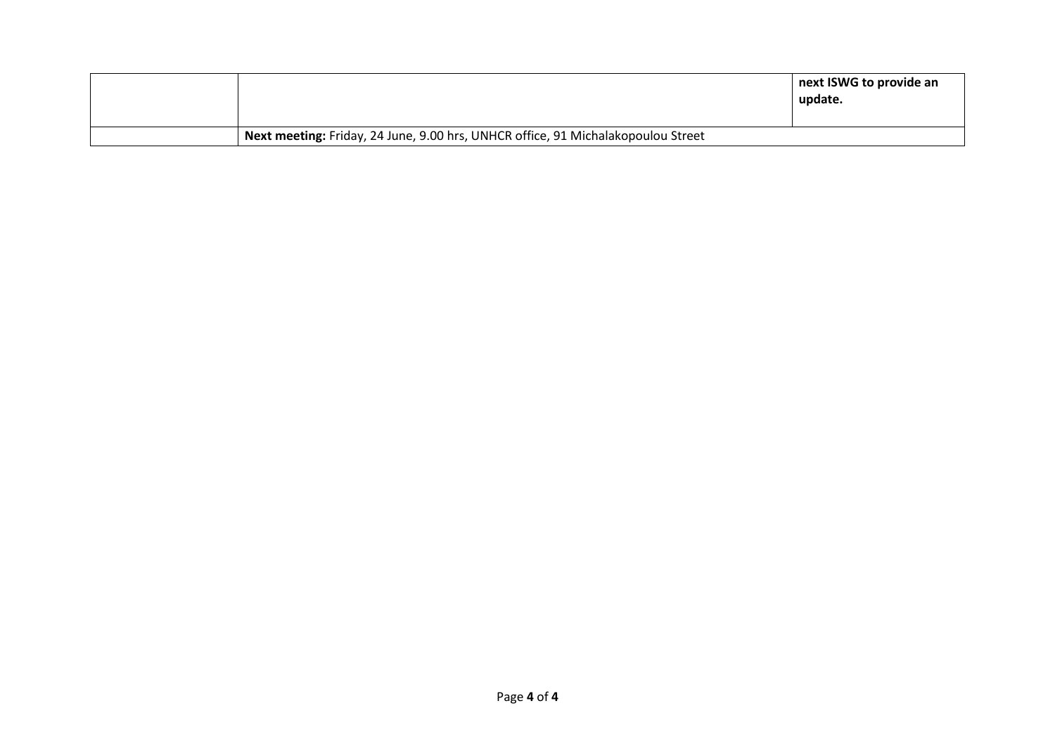| | | |
|---|---|---|
| | | **next ISWG to provide an update.** |
| | **Next meeting:** Friday, 24 June, 9.00 hrs, UNHCR office, 91 Michalakopoulou Street | |